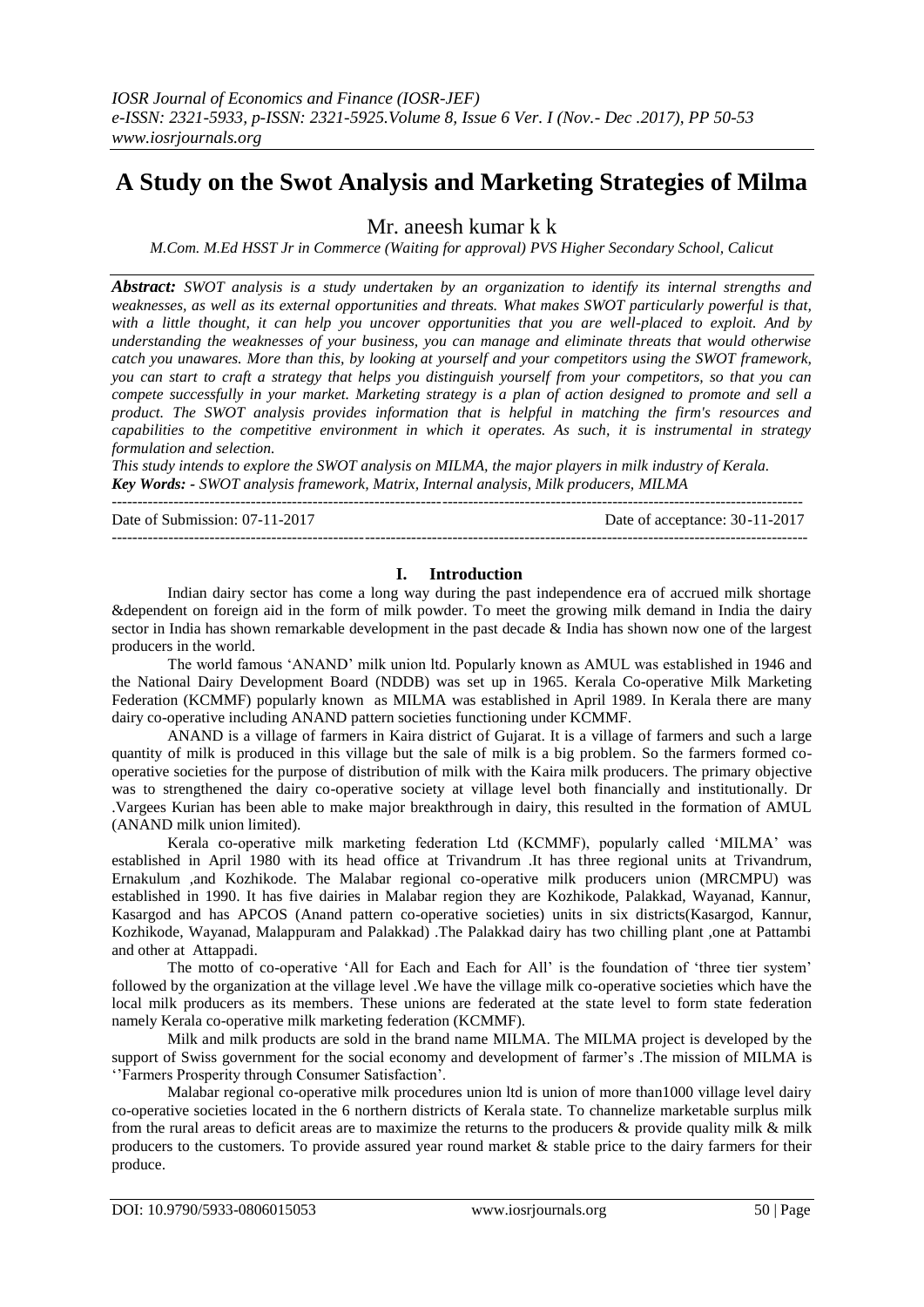# A Study on the Swot Analysis and Marketing Strategies of Milma

Mr. aneesh kumar k k

*M.Com. M.Ed HSST Jr in Commerce (Waiting for approval) PVS Higher Secondary School, Calicut*

***Abstract:*** *SWOT analysis is a study undertaken by an organization to identify its internal strengths and weaknesses, as well as its external opportunities and threats. What makes SWOT particularly powerful is that, with a little thought, it can help you uncover opportunities that you are well-placed to exploit. And by understanding the weaknesses of your business, you can manage and eliminate threats that would otherwise catch you unawares. More than this, by looking at yourself and your competitors using the SWOT framework, you can start to craft a strategy that helps you distinguish yourself from your competitors, so that you can compete successfully in your market. Marketing strategy is a plan of action designed to promote and sell a product. The SWOT analysis provides information that is helpful in matching the firm's resources and capabilities to the competitive environment in which it operates. As such, it is instrumental in strategy formulation and selection.*

*This study intends to explore the SWOT analysis on MILMA, the major players in milk industry of Kerala.*

***Key Words: -*** *SWOT analysis framework, Matrix, Internal analysis, Milk producers, MILMA*

Date of Submission: 07-11-2017 Date of acceptance: 30-11-2017

## I. Introduction

Indian dairy sector has come a long way during the past independence era of accrued milk shortage &dependent on foreign aid in the form of milk powder. To meet the growing milk demand in India the dairy sector in India has shown remarkable development in the past decade & India has shown now one of the largest producers in the world.

The world famous 'ANAND' milk union ltd. Popularly known as AMUL was established in 1946 and the National Dairy Development Board (NDDB) was set up in 1965. Kerala Co-operative Milk Marketing Federation (KCMMF) popularly known as MILMA was established in April 1989. In Kerala there are many dairy co-operative including ANAND pattern societies functioning under KCMMF.

ANAND is a village of farmers in Kaira district of Gujarat. It is a village of farmers and such a large quantity of milk is produced in this village but the sale of milk is a big problem. So the farmers formed co-operative societies for the purpose of distribution of milk with the Kaira milk producers. The primary objective was to strengthened the dairy co-operative society at village level both financially and institutionally. Dr .Vargees Kurian has been able to make major breakthrough in dairy, this resulted in the formation of AMUL (ANAND milk union limited).

Kerala co-operative milk marketing federation Ltd (KCMMF), popularly called 'MILMA' was established in April 1980 with its head office at Trivandrum .It has three regional units at Trivandrum, Ernakulum ,and Kozhikode. The Malabar regional co-operative milk producers union (MRCMPU) was established in 1990. It has five dairies in Malabar region they are Kozhikode, Palakkad, Wayanad, Kannur, Kasargod and has APCOS (Anand pattern co-operative societies) units in six districts(Kasargod, Kannur, Kozhikode, Wayanad, Malappuram and Palakkad) .The Palakkad dairy has two chilling plant ,one at Pattambi and other at Attappadi.

The motto of co-operative 'All for Each and Each for All' is the foundation of 'three tier system' followed by the organization at the village level .We have the village milk co-operative societies which have the local milk producers as its members. These unions are federated at the state level to form state federation namely Kerala co-operative milk marketing federation (KCMMF).

Milk and milk products are sold in the brand name MILMA. The MILMA project is developed by the support of Swiss government for the social economy and development of farmer's .The mission of MILMA is ''Farmers Prosperity through Consumer Satisfaction'.

Malabar regional co-operative milk procedures union ltd is union of more than1000 village level dairy co-operative societies located in the 6 northern districts of Kerala state. To channelize marketable surplus milk from the rural areas to deficit areas are to maximize the returns to the producers & provide quality milk & milk producers to the customers. To provide assured year round market & stable price to the dairy farmers for their produce.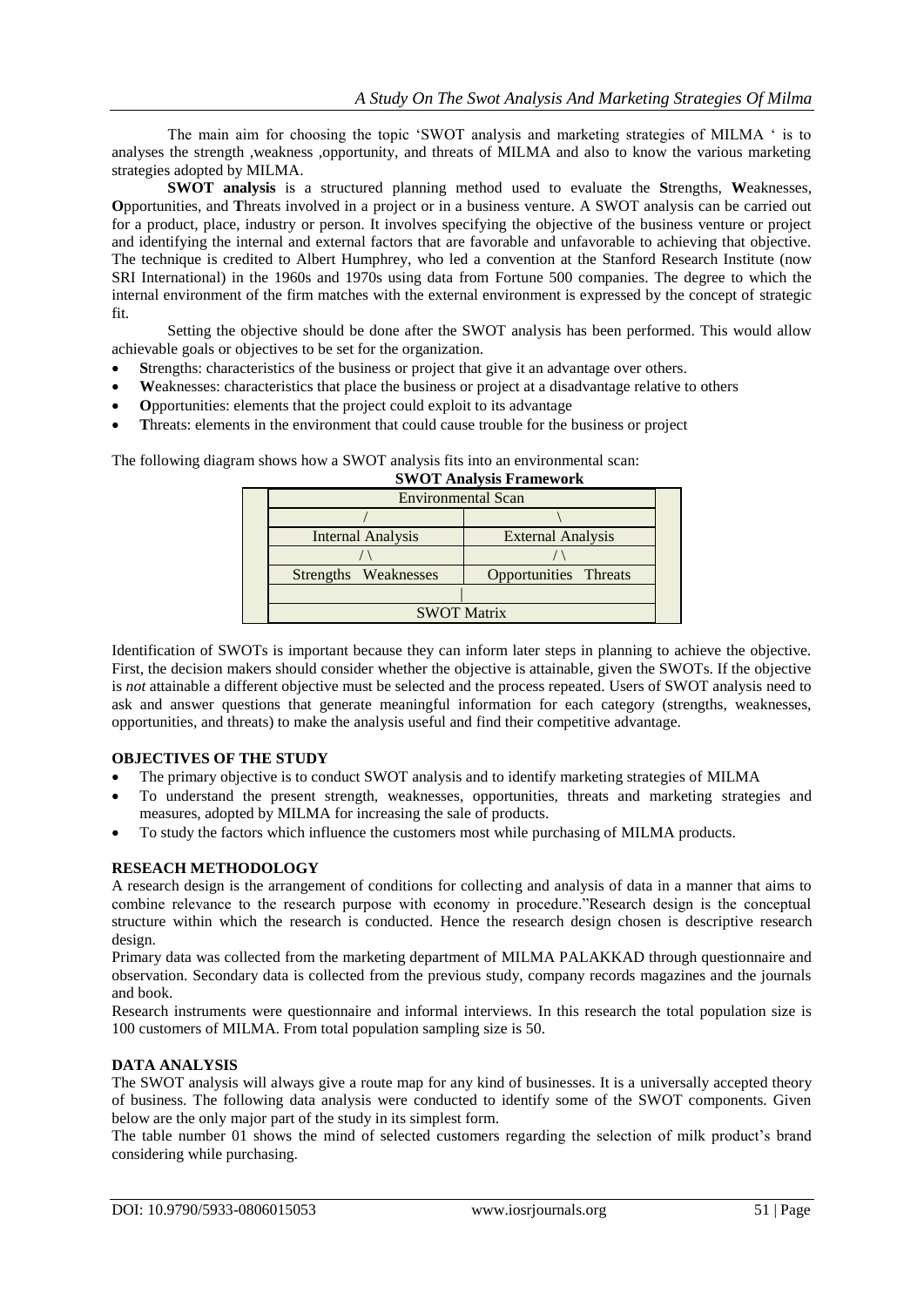The main aim for choosing the topic 'SWOT analysis and marketing strategies of MILMA ' is to analyses the strength ,weakness ,opportunity, and threats of MILMA and also to know the various marketing strategies adopted by MILMA.

**SWOT analysis** is a structured planning method used to evaluate the **S**trengths, **W**eaknesses, **O**pportunities, and **T**hreats involved in a project or in a business venture. A SWOT analysis can be carried out for a product, place, industry or person. It involves specifying the objective of the business venture or project and identifying the internal and external factors that are favorable and unfavorable to achieving that objective. The technique is credited to Albert Humphrey, who led a convention at the Stanford Research Institute (now SRI International) in the 1960s and 1970s using data from Fortune 500 companies. The degree to which the internal environment of the firm matches with the external environment is expressed by the concept of strategic fit.

Setting the objective should be done after the SWOT analysis has been performed. This would allow achievable goals or objectives to be set for the organization.

- **S**trengths: characteristics of the business or project that give it an advantage over others.
- **W**eaknesses: characteristics that place the business or project at a disadvantage relative to others
- **O**pportunities: elements that the project could exploit to its advantage
- **T**hreats: elements in the environment that could cause trouble for the business or project

The following diagram shows how a SWOT analysis fits into an environmental scan:

**SWOT Analysis Framework**

| Environmental Scan | |
|---|---|
| / | \ |
| Internal Analysis | External Analysis |
| / \ | / \ |
| Strengths Weaknesses | Opportunities Threats |
| \| | |
| SWOT Matrix | |

Identification of SWOTs is important because they can inform later steps in planning to achieve the objective. First, the decision makers should consider whether the objective is attainable, given the SWOTs. If the objective is *not* attainable a different objective must be selected and the process repeated. Users of SWOT analysis need to ask and answer questions that generate meaningful information for each category (strengths, weaknesses, opportunities, and threats) to make the analysis useful and find their competitive advantage.

## OBJECTIVES OF THE STUDY

- The primary objective is to conduct SWOT analysis and to identify marketing strategies of MILMA
- To understand the present strength, weaknesses, opportunities, threats and marketing strategies and measures, adopted by MILMA for increasing the sale of products.
- To study the factors which influence the customers most while purchasing of MILMA products.

## RESEACH METHODOLOGY

A research design is the arrangement of conditions for collecting and analysis of data in a manner that aims to combine relevance to the research purpose with economy in procedure."Research design is the conceptual structure within which the research is conducted. Hence the research design chosen is descriptive research design.

Primary data was collected from the marketing department of MILMA PALAKKAD through questionnaire and observation. Secondary data is collected from the previous study, company records magazines and the journals and book.

Research instruments were questionnaire and informal interviews. In this research the total population size is 100 customers of MILMA. From total population sampling size is 50.

## DATA ANALYSIS

The SWOT analysis will always give a route map for any kind of businesses. It is a universally accepted theory of business. The following data analysis were conducted to identify some of the SWOT components. Given below are the only major part of the study in its simplest form.

The table number 01 shows the mind of selected customers regarding the selection of milk product's brand considering while purchasing.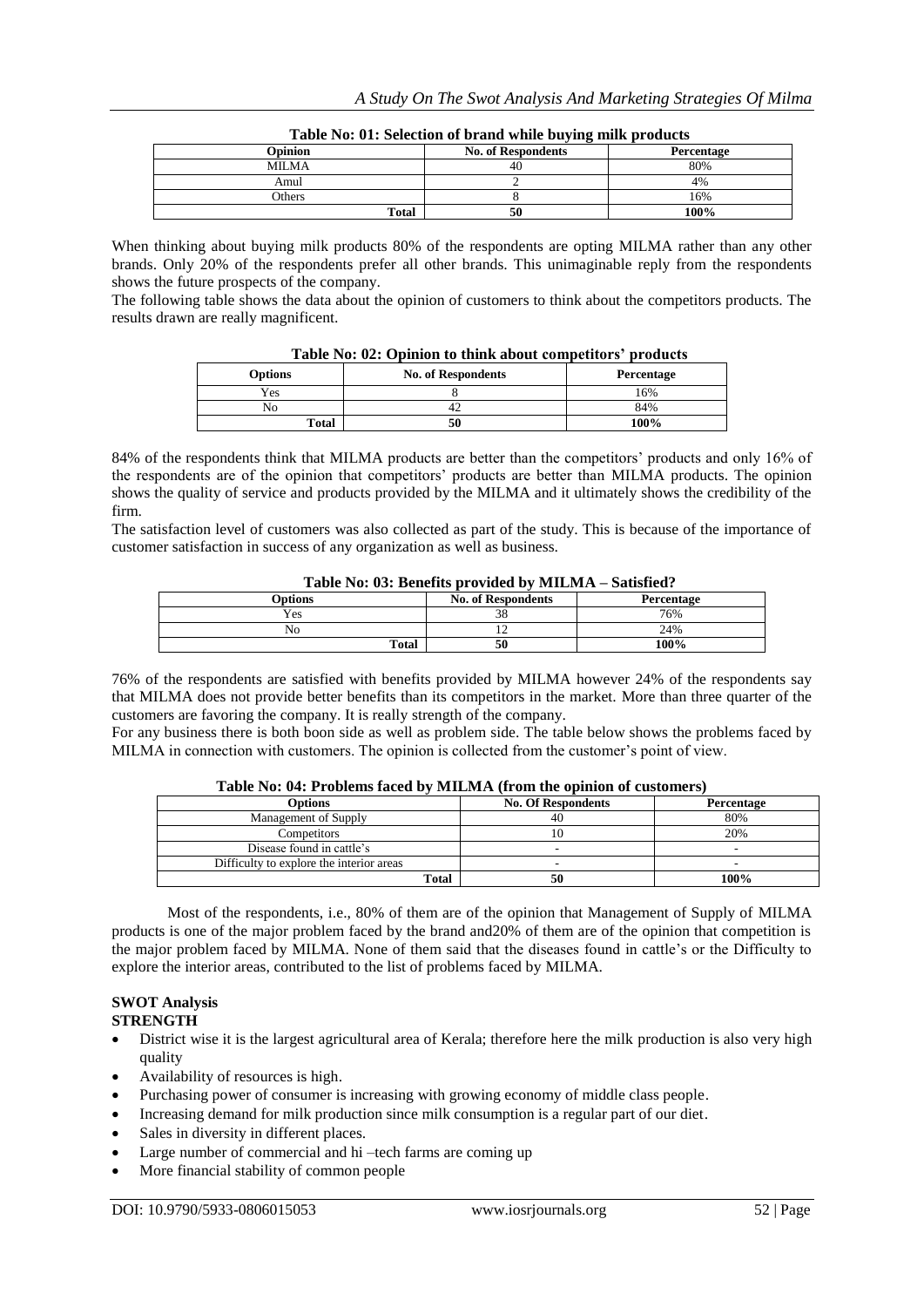**Table No: 01: Selection of brand while buying milk products**

| Opinion | No. of Respondents | Percentage |
|---|---|---|
| MILMA | 40 | 80% |
| Amul | 2 | 4% |
| Others | 8 | 16% |
| Total | 50 | 100% |

When thinking about buying milk products 80% of the respondents are opting MILMA rather than any other brands. Only 20% of the respondents prefer all other brands. This unimaginable reply from the respondents shows the future prospects of the company.

The following table shows the data about the opinion of customers to think about the competitors products. The results drawn are really magnificent.

**Table No: 02: Opinion to think about competitors' products**

| Options | No. of Respondents | Percentage |
|---|---|---|
| Yes | 8 | 16% |
| No | 42 | 84% |
| Total | 50 | 100% |

84% of the respondents think that MILMA products are better than the competitors' products and only 16% of the respondents are of the opinion that competitors' products are better than MILMA products. The opinion shows the quality of service and products provided by the MILMA and it ultimately shows the credibility of the firm.

The satisfaction level of customers was also collected as part of the study. This is because of the importance of customer satisfaction in success of any organization as well as business.

**Table No: 03: Benefits provided by MILMA – Satisfied?**

| Options | No. of Respondents | Percentage |
|---|---|---|
| Yes | 38 | 76% |
| No | 12 | 24% |
| Total | 50 | 100% |

76% of the respondents are satisfied with benefits provided by MILMA however 24% of the respondents say that MILMA does not provide better benefits than its competitors in the market. More than three quarter of the customers are favoring the company. It is really strength of the company.

For any business there is both boon side as well as problem side. The table below shows the problems faced by MILMA in connection with customers. The opinion is collected from the customer's point of view.

**Table No: 04: Problems faced by MILMA (from the opinion of customers)**

| Options | No. Of Respondents | Percentage |
|---|---|---|
| Management of Supply | 40 | 80% |
| Competitors | 10 | 20% |
| Disease found in cattle's | - | - |
| Difficulty to explore the interior areas | - | - |
| Total | 50 | 100% |

Most of the respondents, i.e., 80% of them are of the opinion that Management of Supply of MILMA products is one of the major problem faced by the brand and20% of them are of the opinion that competition is the major problem faced by MILMA. None of them said that the diseases found in cattle's or the Difficulty to explore the interior areas, contributed to the list of problems faced by MILMA.

## SWOT Analysis

### STRENGTH

- District wise it is the largest agricultural area of Kerala; therefore here the milk production is also very high quality
- Availability of resources is high.
- Purchasing power of consumer is increasing with growing economy of middle class people.
- Increasing demand for milk production since milk consumption is a regular part of our diet.
- Sales in diversity in different places.
- Large number of commercial and hi –tech farms are coming up
- More financial stability of common people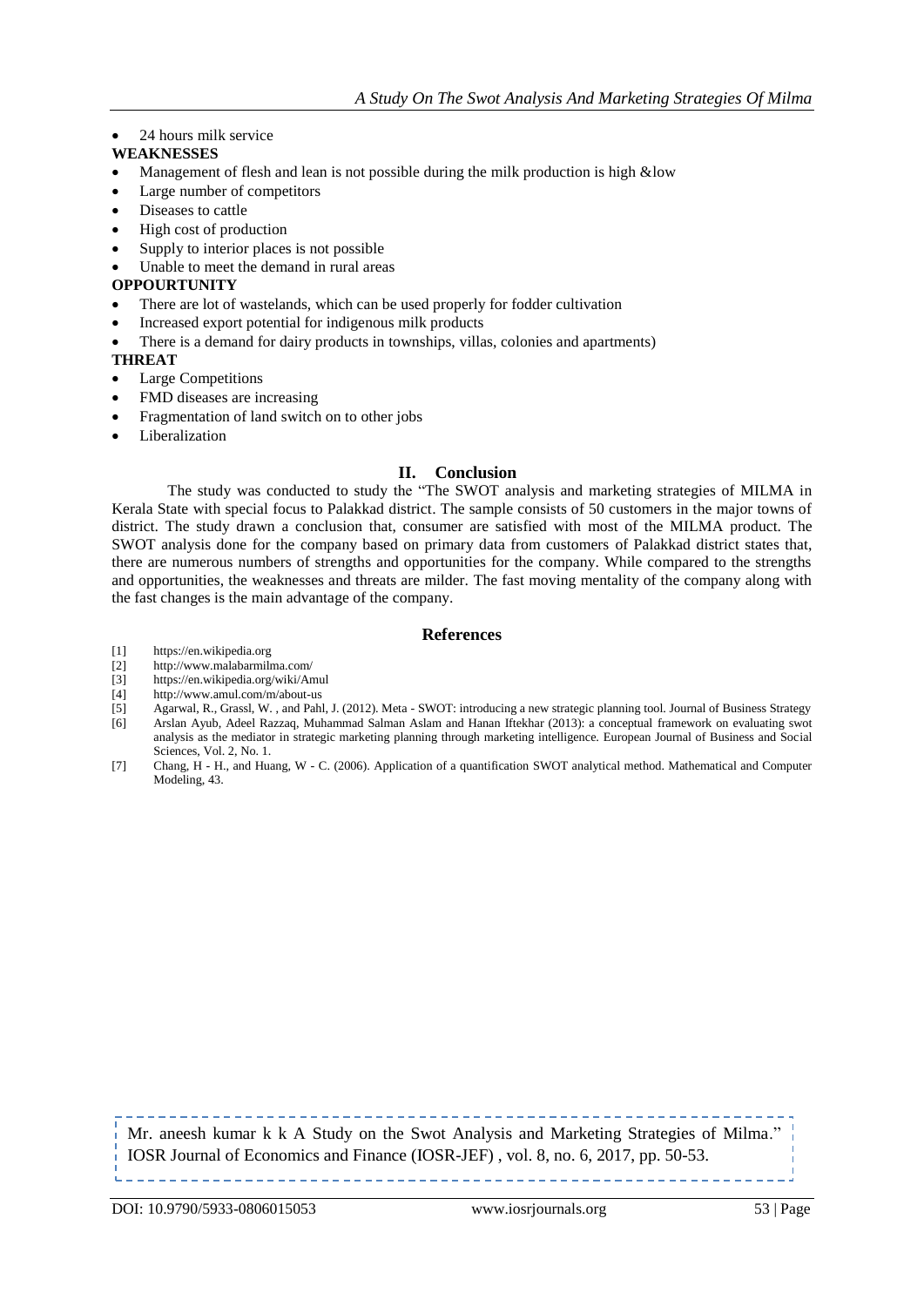- 24 hours milk service

**WEAKNESSES**

- Management of flesh and lean is not possible during the milk production is high &low
- Large number of competitors
- Diseases to cattle
- High cost of production
- Supply to interior places is not possible
- Unable to meet the demand in rural areas

**OPPOURTUNITY**

- There are lot of wastelands, which can be used properly for fodder cultivation
- Increased export potential for indigenous milk products
- There is a demand for dairy products in townships, villas, colonies and apartments)

**THREAT**

- Large Competitions
- FMD diseases are increasing
- Fragmentation of land switch on to other jobs
- Liberalization

## II. Conclusion

The study was conducted to study the "The SWOT analysis and marketing strategies of MILMA in Kerala State with special focus to Palakkad district. The sample consists of 50 customers in the major towns of district. The study drawn a conclusion that, consumer are satisfied with most of the MILMA product. The SWOT analysis done for the company based on primary data from customers of Palakkad district states that, there are numerous numbers of strengths and opportunities for the company. While compared to the strengths and opportunities, the weaknesses and threats are milder. The fast moving mentality of the company along with the fast changes is the main advantage of the company.

## References

[1] https://en.wikipedia.org
[2] http://www.malabarmilma.com/
[3] https://en.wikipedia.org/wiki/Amul
[4] http://www.amul.com/m/about-us
[5] Agarwal, R., Grassl, W. , and Pahl, J. (2012). Meta - SWOT: introducing a new strategic planning tool. Journal of Business Strategy
[6] Arslan Ayub, Adeel Razzaq, Muhammad Salman Aslam and Hanan Iftekhar (2013): a conceptual framework on evaluating swot analysis as the mediator in strategic marketing planning through marketing intelligence. European Journal of Business and Social Sciences, Vol. 2, No. 1.
[7] Chang, H - H., and Huang, W - C. (2006). Application of a quantification SWOT analytical method. Mathematical and Computer Modeling, 43.

Mr. aneesh kumar k k A Study on the Swot Analysis and Marketing Strategies of Milma." IOSR Journal of Economics and Finance (IOSR-JEF) , vol. 8, no. 6, 2017, pp. 50-53.